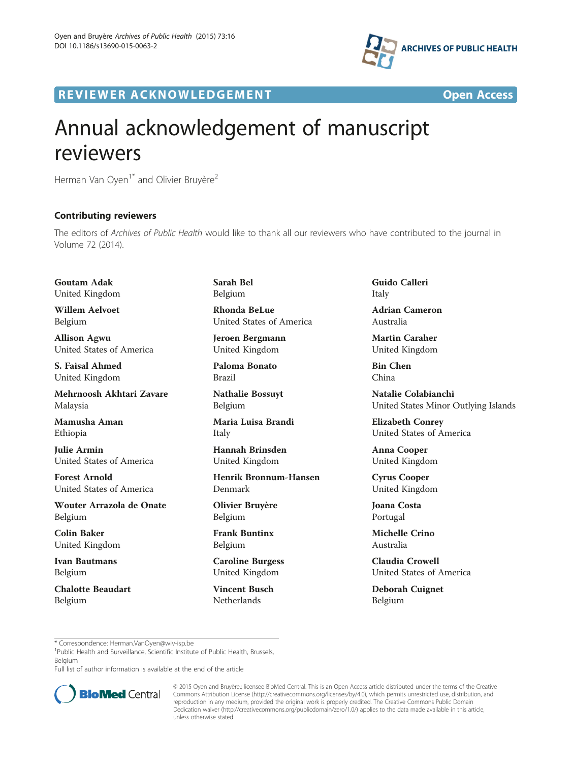REVIEWER ACKNOWLEDGEMENT Open Access

# Annual acknowledgement of manuscript reviewers

Herman Van Oyen[1*] and Olivier Bruyère[2]

## Contributing reviewers

The editors of *Archives of Public Health* would like to thank all our reviewers who have contributed to the journal in Volume 72 (2014).

**Goutam Adak**
United Kingdom

**Willem Aelvoet**
Belgium

**Allison Agwu**
United States of America

**S. Faisal Ahmed**
United Kingdom

**Mehrnoosh Akhtari Zavare**
Malaysia

**Mamusha Aman**
Ethiopia

**Julie Armin**
United States of America

**Forest Arnold**
United States of America

**Wouter Arrazola de Onate**
Belgium

**Colin Baker**
United Kingdom

**Ivan Bautmans**
Belgium

**Chalotte Beaudart**
Belgium

**Sarah Bel**
Belgium

**Rhonda BeLue**
United States of America

**Jeroen Bergmann**
United Kingdom

**Paloma Bonato**
Brazil

**Nathalie Bossuyt**
Belgium

**Maria Luisa Brandi**
Italy

**Hannah Brinsden**
United Kingdom

**Henrik Bronnum-Hansen**
Denmark

**Olivier Bruyère**
Belgium

**Frank Buntinx**
Belgium

**Caroline Burgess**
United Kingdom

**Vincent Busch**
Netherlands

**Guido Calleri**
Italy

**Adrian Cameron**
Australia

**Martin Caraher**
United Kingdom

**Bin Chen**
China

**Natalie Colabianchi**
United States Minor Outlying Islands

**Elizabeth Conrey**
United States of America

**Anna Cooper**
United Kingdom

**Cyrus Cooper**
United Kingdom

**Joana Costa**
Portugal

**Michelle Crino**
Australia

**Claudia Crowell**
United States of America

**Deborah Cuignet**
Belgium

\* Correspondence: Herman.VanOyen@wiv-isp.be
[1]Public Health and Surveillance, Scientific Institute of Public Health, Brussels, Belgium
Full list of author information is available at the end of the article

© 2015 Oyen and Bruyère.; licensee BioMed Central. This is an Open Access article distributed under the terms of the Creative Commons Attribution License (http://creativecommons.org/licenses/by/4.0), which permits unrestricted use, distribution, and reproduction in any medium, provided the original work is properly credited. The Creative Commons Public Domain Dedication waiver (http://creativecommons.org/publicdomain/zero/1.0/) applies to the data made available in this article, unless otherwise stated.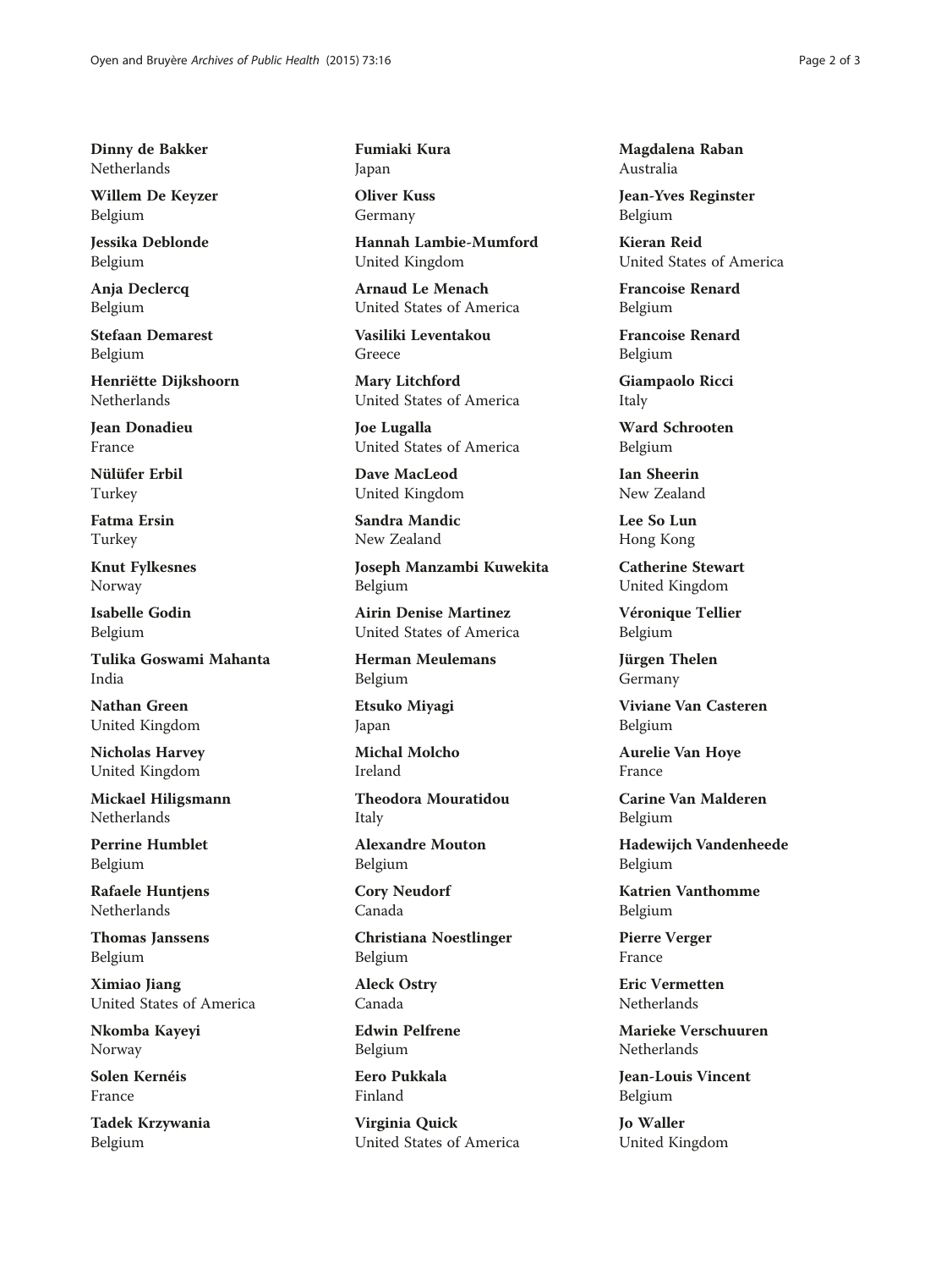**Dinny de Bakker**
Netherlands

**Willem De Keyzer**
Belgium

**Jessika Deblonde**
Belgium

**Anja Declercq**
Belgium

**Stefaan Demarest**
Belgium

**Henriëtte Dijkshoorn**
Netherlands

**Jean Donadieu**
France

**Nülüfer Erbil**
Turkey

**Fatma Ersin**
Turkey

**Knut Fylkesnes**
Norway

**Isabelle Godin**
Belgium

**Tulika Goswami Mahanta**
India

**Nathan Green**
United Kingdom

**Nicholas Harvey**
United Kingdom

**Mickael Hiligsmann**
Netherlands

**Perrine Humblet**
Belgium

**Rafaele Huntjens**
Netherlands

**Thomas Janssens**
Belgium

**Ximiao Jiang**
United States of America

**Nkomba Kayeyi**
Norway

**Solen Kernéis**
France

**Tadek Krzywania**
Belgium

**Fumiaki Kura**
Japan

**Oliver Kuss**
Germany

**Hannah Lambie-Mumford**
United Kingdom

**Arnaud Le Menach**
United States of America

**Vasiliki Leventakou**
Greece

**Mary Litchford**
United States of America

**Joe Lugalla**
United States of America

**Dave MacLeod**
United Kingdom

**Sandra Mandic**
New Zealand

**Joseph Manzambi Kuwekita**
Belgium

**Airin Denise Martinez**
United States of America

**Herman Meulemans**
Belgium

**Etsuko Miyagi**
Japan

**Michal Molcho**
Ireland

**Theodora Mouratidou**
Italy

**Alexandre Mouton**
Belgium

**Cory Neudorf**
Canada

**Christiana Noestlinger**
Belgium

**Aleck Ostry**
Canada

**Edwin Pelfrene**
Belgium

**Eero Pukkala**
Finland

**Virginia Quick**
United States of America

**Magdalena Raban**
Australia

**Jean-Yves Reginster**
Belgium

**Kieran Reid**
United States of America

**Francoise Renard**
Belgium

**Francoise Renard**
Belgium

**Giampaolo Ricci**
Italy

**Ward Schrooten**
Belgium

**Ian Sheerin**
New Zealand

**Lee So Lun**
Hong Kong

**Catherine Stewart**
United Kingdom

**Véronique Tellier**
Belgium

**Jürgen Thelen**
Germany

**Viviane Van Casteren**
Belgium

**Aurelie Van Hoye**
France

**Carine Van Malderen**
Belgium

**Hadewijch Vandenheede**
Belgium

**Katrien Vanthomme**
Belgium

**Pierre Verger**
France

**Eric Vermetten**
Netherlands

**Marieke Verschuuren**
Netherlands

**Jean-Louis Vincent**
Belgium

**Jo Waller**
United Kingdom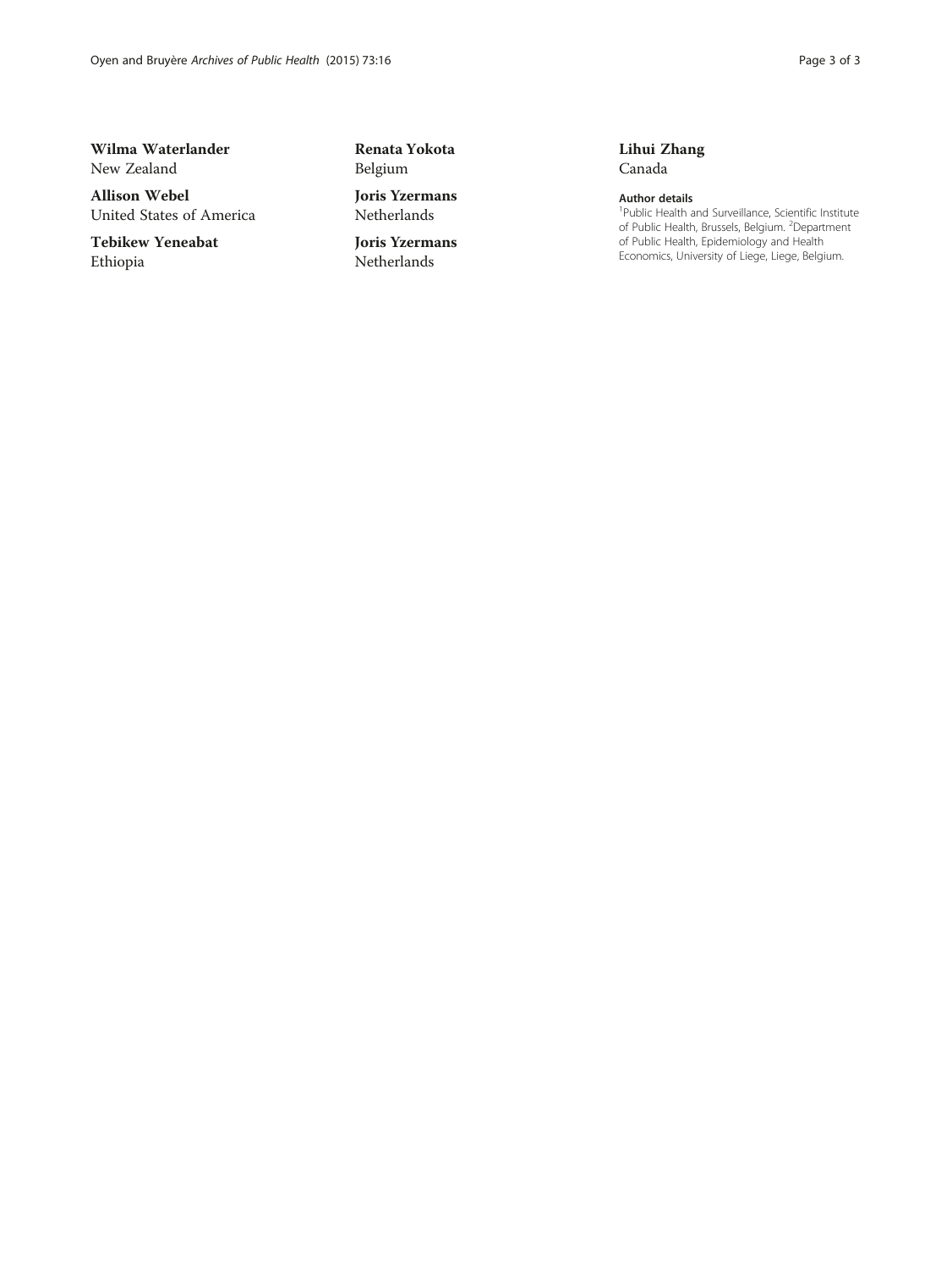**Wilma Waterlander**
New Zealand

**Allison Webel**
United States of America

**Tebikew Yeneabat**
Ethiopia

**Renata Yokota**
Belgium

**Joris Yzermans**
Netherlands

**Joris Yzermans**
Netherlands

**Lihui Zhang**
Canada

#### Author details

[1]Public Health and Surveillance, Scientific Institute of Public Health, Brussels, Belgium. [2]Department of Public Health, Epidemiology and Health Economics, University of Liege, Liege, Belgium.